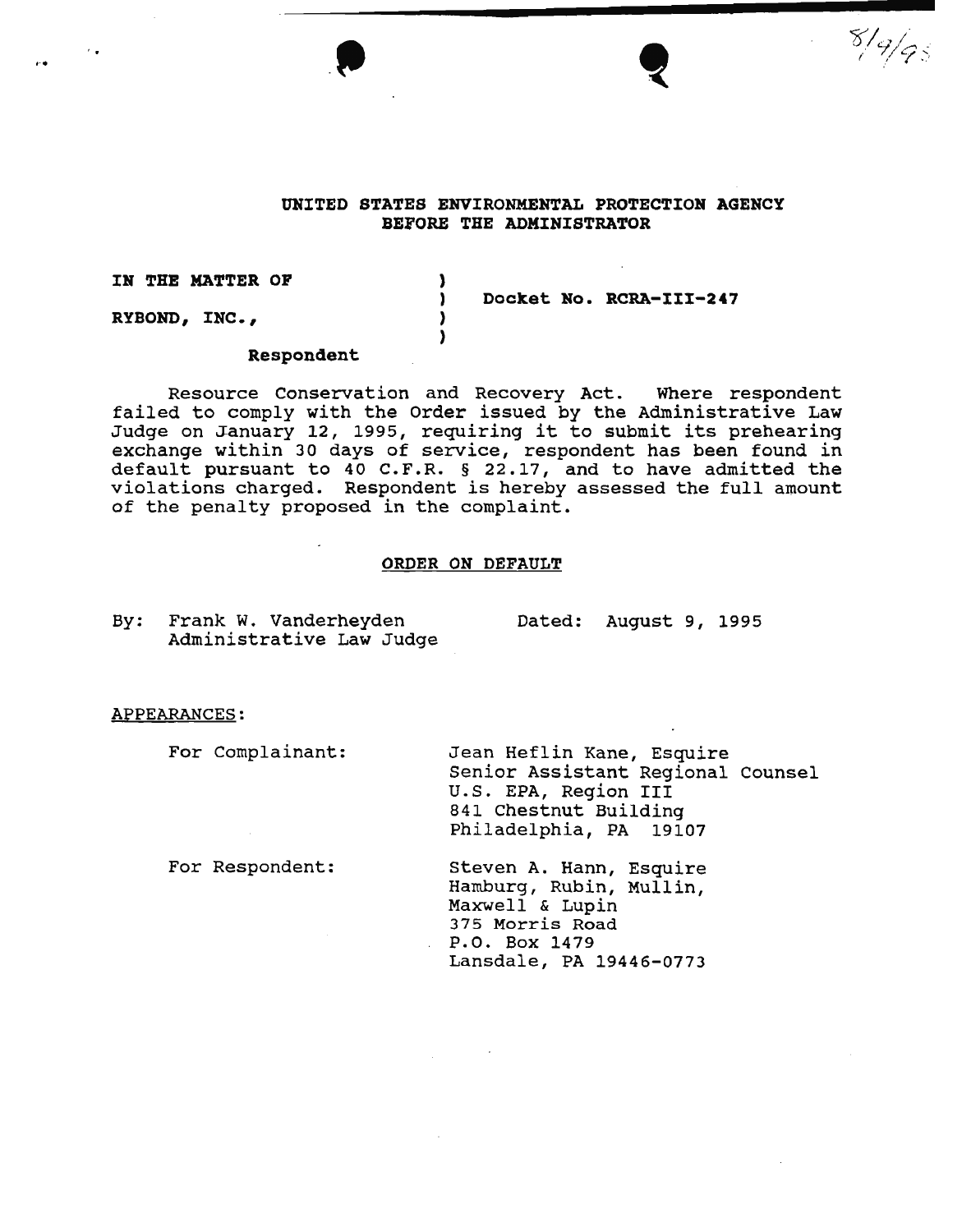8/9/95

**UNITED STATES ENVIRONMENTAL PROTECTION AGENCY**
**BEFORE THE ADMINISTRATOR**

| | | |
|---|---|---|
| **IN THE MATTER OF** | ) | |
| | ) | **Docket No. RCRA-III-247** |
| **RYBOND, INC.,** | ) | |
| | ) | |
| **Respondent** | | |

Resource Conservation and Recovery Act. Where respondent failed to comply with the Order issued by the Administrative Law Judge on January 12, 1995, requiring it to submit its prehearing exchange within 30 days of service, respondent has been found in default pursuant to 40 C.F.R. § 22.17, and to have admitted the violations charged. Respondent is hereby assessed the full amount of the penalty proposed in the complaint.

**ORDER ON DEFAULT**

By: Frank W. Vanderheyden
Administrative Law Judge

Dated: August 9, 1995

APPEARANCES:

For Complainant:
Jean Heflin Kane, Esquire
Senior Assistant Regional Counsel
U.S. EPA, Region III
841 Chestnut Building
Philadelphia, PA 19107

For Respondent:
Steven A. Hann, Esquire
Hamburg, Rubin, Mullin,
Maxwell & Lupin
375 Morris Road
P.O. Box 1479
Lansdale, PA 19446-0773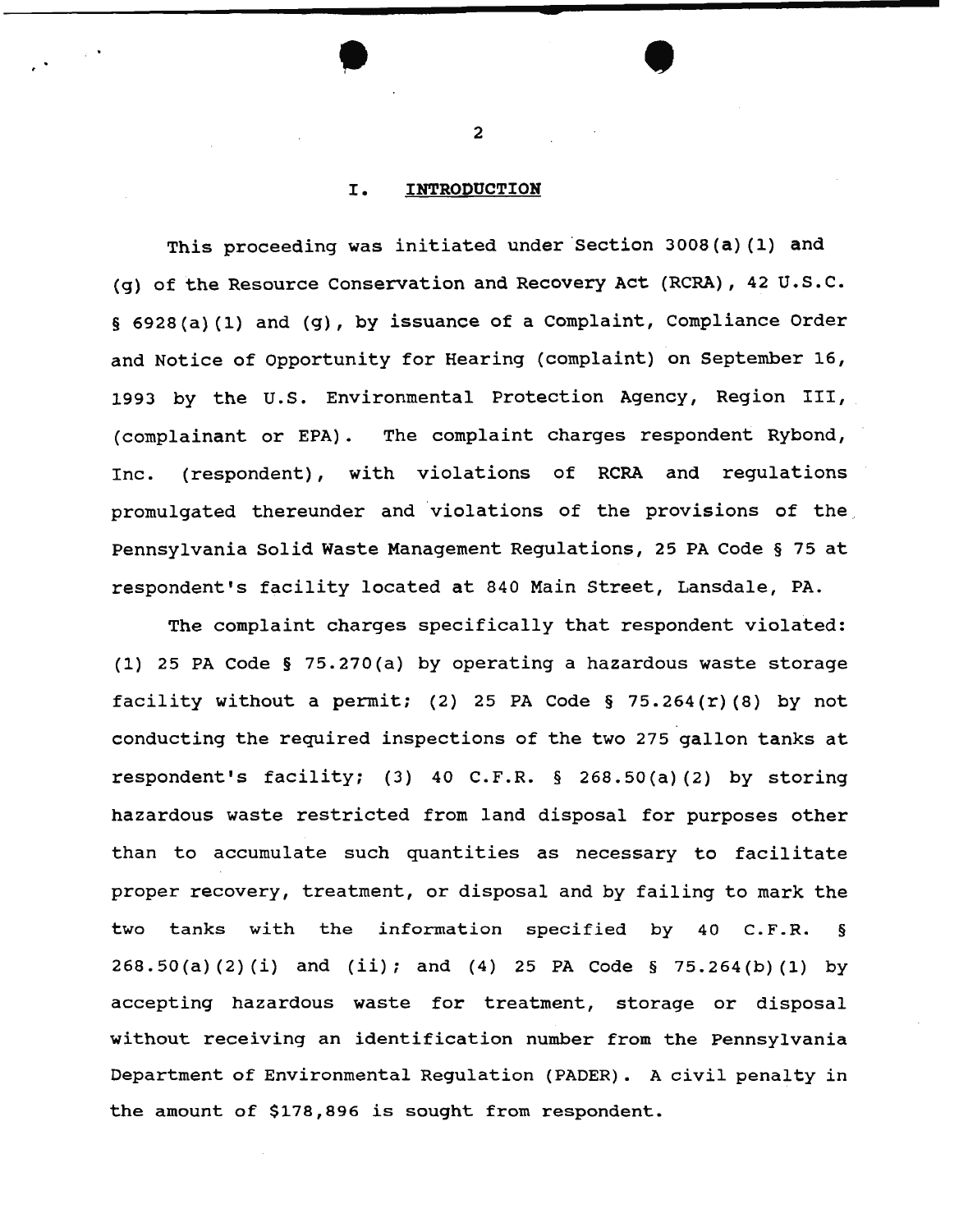## I. INTRODUCTION

This proceeding was initiated under Section 3008(a)(1) and (g) of the Resource Conservation and Recovery Act (RCRA), 42 U.S.C. § 6928(a)(1) and (g), by issuance of a Complaint, Compliance Order and Notice of Opportunity for Hearing (complaint) on September 16, 1993 by the U.S. Environmental Protection Agency, Region III, (complainant or EPA). The complaint charges respondent Rybond, Inc. (respondent), with violations of RCRA and regulations promulgated thereunder and violations of the provisions of the Pennsylvania Solid Waste Management Regulations, 25 PA Code § 75 at respondent's facility located at 840 Main Street, Lansdale, PA.

The complaint charges specifically that respondent violated: (1) 25 PA Code § 75.270(a) by operating a hazardous waste storage facility without a permit; (2) 25 PA Code § 75.264(r)(8) by not conducting the required inspections of the two 275 gallon tanks at respondent's facility; (3) 40 C.F.R. § 268.50(a)(2) by storing hazardous waste restricted from land disposal for purposes other than to accumulate such quantities as necessary to facilitate proper recovery, treatment, or disposal and by failing to mark the two tanks with the information specified by 40 C.F.R. § 268.50(a)(2)(i) and (ii); and (4) 25 PA Code § 75.264(b)(1) by accepting hazardous waste for treatment, storage or disposal without receiving an identification number from the Pennsylvania Department of Environmental Regulation (PADER). A civil penalty in the amount of $178,896 is sought from respondent.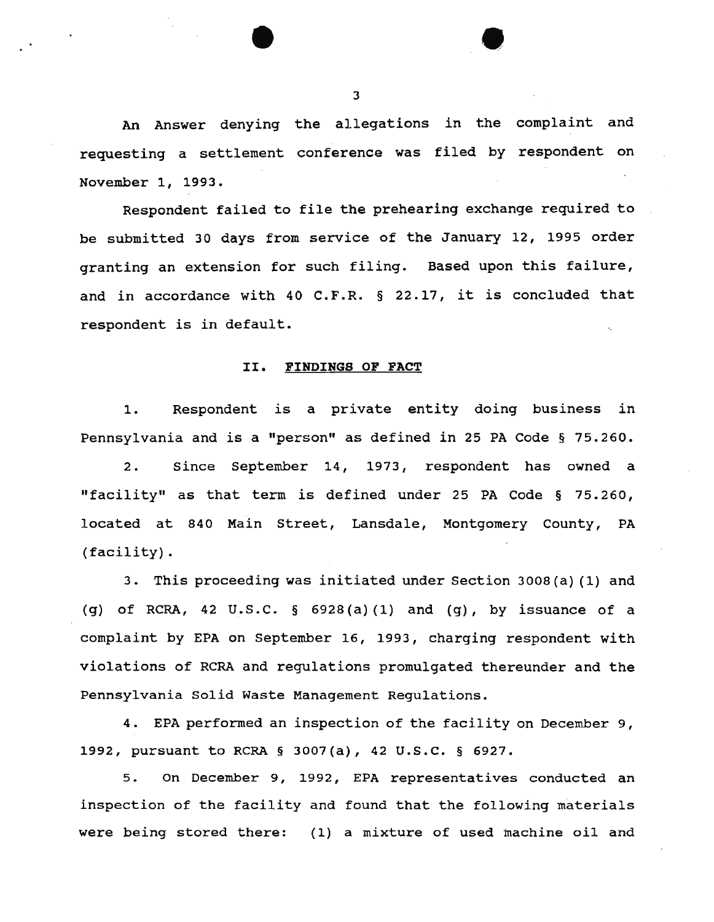An Answer denying the allegations in the complaint and requesting a settlement conference was filed by respondent on November 1, 1993.

Respondent failed to file the prehearing exchange required to be submitted 30 days from service of the January 12, 1995 order granting an extension for such filing. Based upon this failure, and in accordance with 40 C.F.R. § 22.17, it is concluded that respondent is in default.

## II. FINDINGS OF FACT

1. Respondent is a private entity doing business in Pennsylvania and is a "person" as defined in 25 PA Code § 75.260.

2. Since September 14, 1973, respondent has owned a "facility" as that term is defined under 25 PA Code § 75.260, located at 840 Main Street, Lansdale, Montgomery County, PA (facility).

3. This proceeding was initiated under Section 3008(a)(1) and (g) of RCRA, 42 U.S.C. § 6928(a)(1) and (g), by issuance of a complaint by EPA on September 16, 1993, charging respondent with violations of RCRA and regulations promulgated thereunder and the Pennsylvania Solid Waste Management Regulations.

4. EPA performed an inspection of the facility on December 9, 1992, pursuant to RCRA § 3007(a), 42 U.S.C. § 6927.

5. On December 9, 1992, EPA representatives conducted an inspection of the facility and found that the following materials were being stored there: (1) a mixture of used machine oil and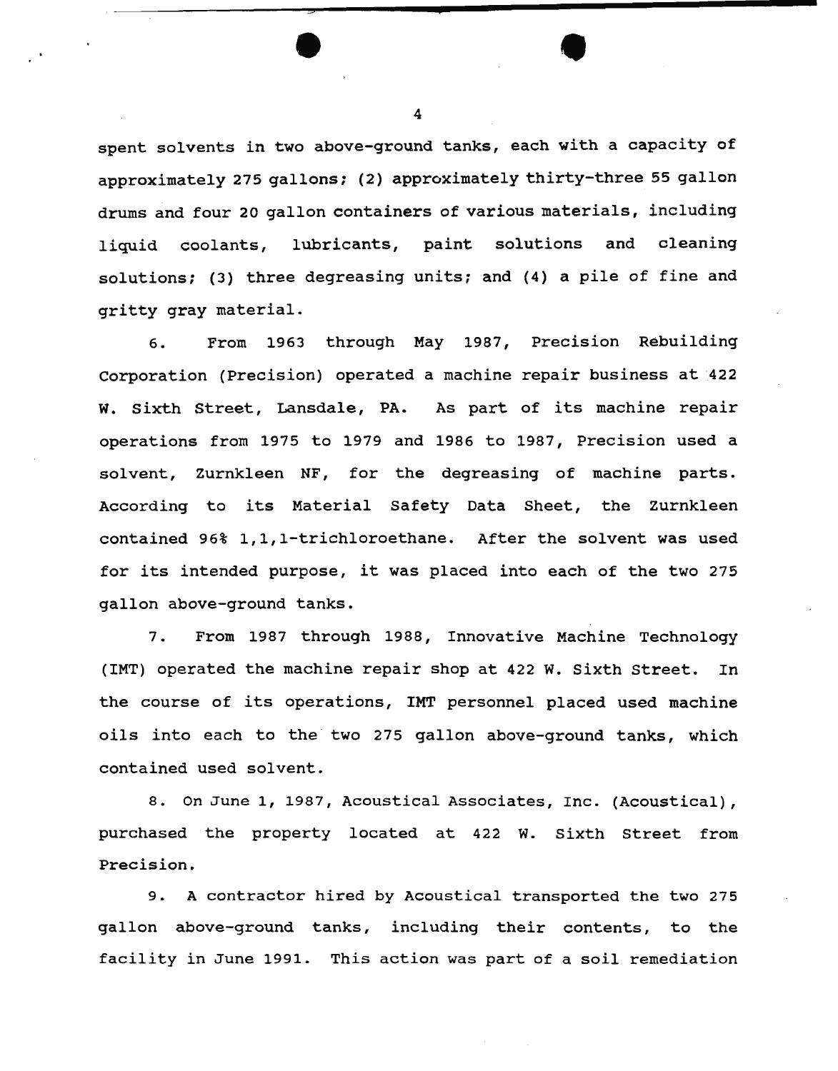spent solvents in two above-ground tanks, each with a capacity of approximately 275 gallons; (2) approximately thirty-three 55 gallon drums and four 20 gallon containers of various materials, including liquid coolants, lubricants, paint solutions and cleaning solutions; (3) three degreasing units; and (4) a pile of fine and gritty gray material.

6. From 1963 through May 1987, Precision Rebuilding Corporation (Precision) operated a machine repair business at 422 W. Sixth Street, Lansdale, PA. As part of its machine repair operations from 1975 to 1979 and 1986 to 1987, Precision used a solvent, Zurnkleen NF, for the degreasing of machine parts. According to its Material Safety Data Sheet, the Zurnkleen contained 96% 1,1,1-trichloroethane. After the solvent was used for its intended purpose, it was placed into each of the two 275 gallon above-ground tanks.

7. From 1987 through 1988, Innovative Machine Technology (IMT) operated the machine repair shop at 422 W. Sixth Street. In the course of its operations, IMT personnel placed used machine oils into each to the two 275 gallon above-ground tanks, which contained used solvent.

8. On June 1, 1987, Acoustical Associates, Inc. (Acoustical), purchased the property located at 422 W. Sixth Street from Precision.

9. A contractor hired by Acoustical transported the two 275 gallon above-ground tanks, including their contents, to the facility in June 1991. This action was part of a soil remediation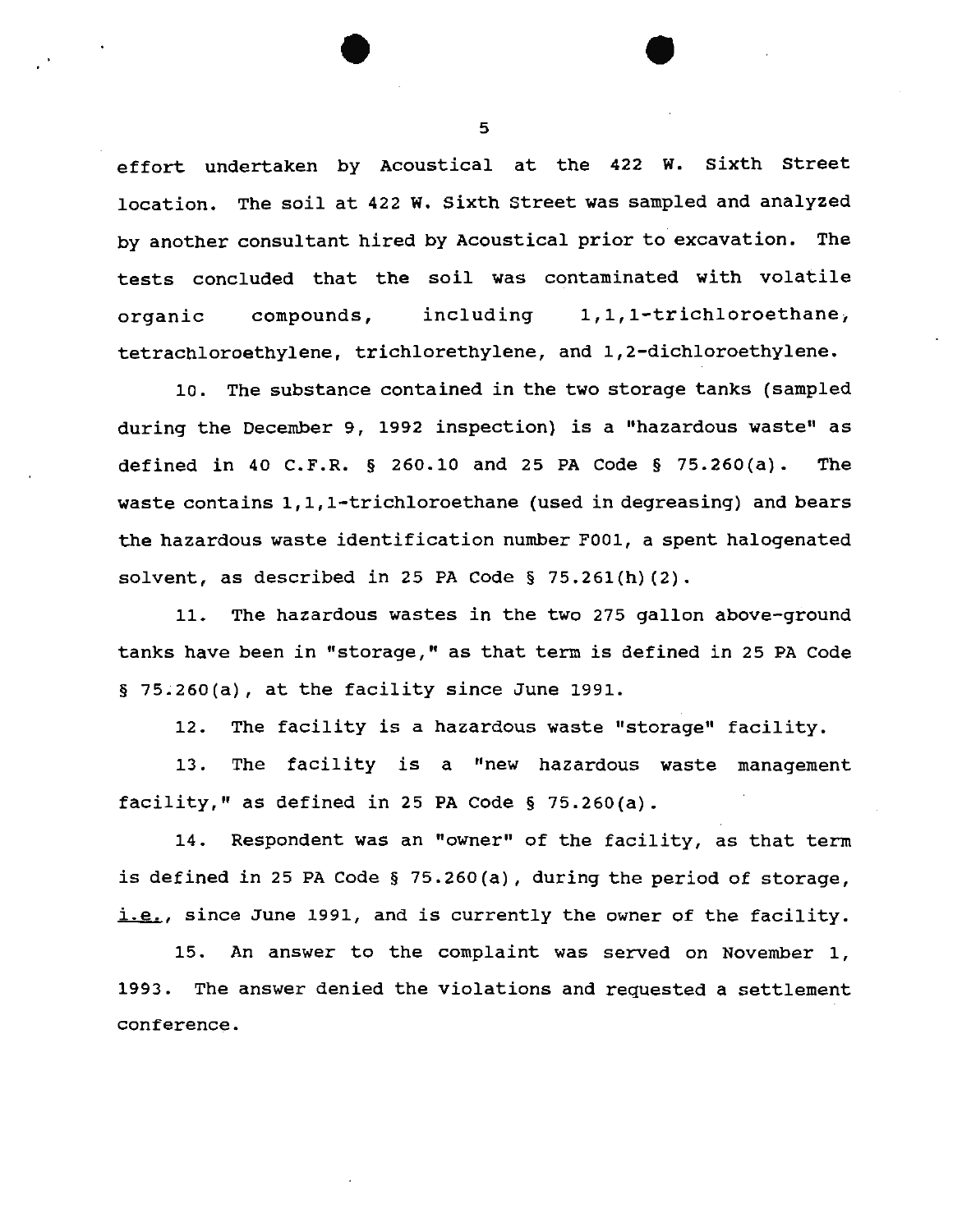effort undertaken by Acoustical at the 422 W. Sixth Street location. The soil at 422 W. Sixth Street was sampled and analyzed by another consultant hired by Acoustical prior to excavation. The tests concluded that the soil was contaminated with volatile organic compounds, including 1,1,1-trichloroethane, tetrachloroethylene, trichlorethylene, and 1,2-dichloroethylene.

10. The substance contained in the two storage tanks (sampled during the December 9, 1992 inspection) is a "hazardous waste" as defined in 40 C.F.R. § 260.10 and 25 PA Code § 75.260(a). The waste contains 1,1,1-trichloroethane (used in degreasing) and bears the hazardous waste identification number F001, a spent halogenated solvent, as described in 25 PA Code § 75.261(h)(2).

11. The hazardous wastes in the two 275 gallon above-ground tanks have been in "storage," as that term is defined in 25 PA Code § 75.260(a), at the facility since June 1991.

12. The facility is a hazardous waste "storage" facility.

13. The facility is a "new hazardous waste management facility," as defined in 25 PA Code § 75.260(a).

14. Respondent was an "owner" of the facility, as that term is defined in 25 PA Code § 75.260(a), during the period of storage, i.e., since June 1991, and is currently the owner of the facility.

15. An answer to the complaint was served on November 1, 1993. The answer denied the violations and requested a settlement conference.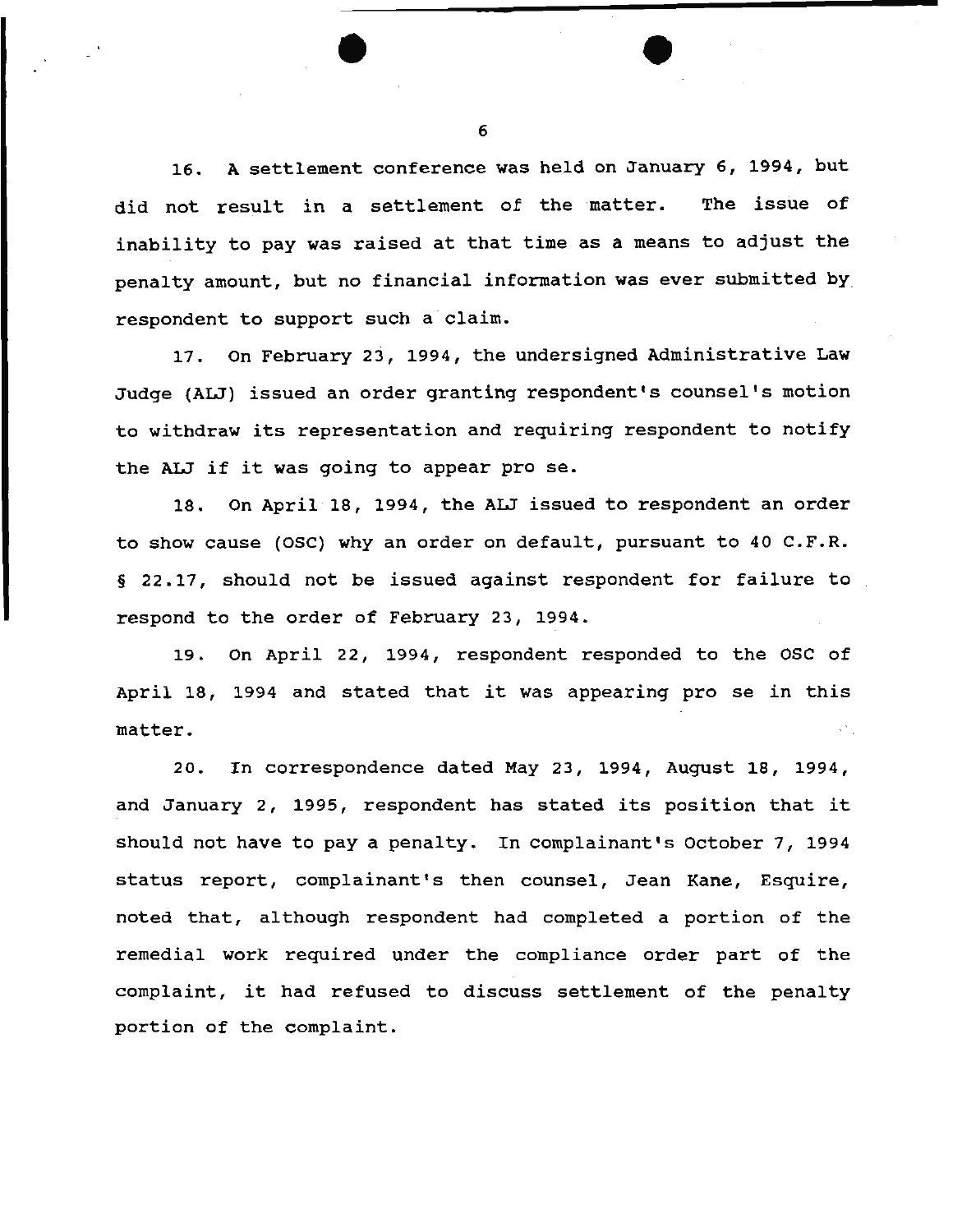16. A settlement conference was held on January 6, 1994, but did not result in a settlement of the matter. The issue of inability to pay was raised at that time as a means to adjust the penalty amount, but no financial information was ever submitted by respondent to support such a claim.

17. On February 23, 1994, the undersigned Administrative Law Judge (ALJ) issued an order granting respondent's counsel's motion to withdraw its representation and requiring respondent to notify the ALJ if it was going to appear pro se.

18. On April 18, 1994, the ALJ issued to respondent an order to show cause (OSC) why an order on default, pursuant to 40 C.F.R. § 22.17, should not be issued against respondent for failure to respond to the order of February 23, 1994.

19. On April 22, 1994, respondent responded to the OSC of April 18, 1994 and stated that it was appearing pro se in this matter.

20. In correspondence dated May 23, 1994, August 18, 1994, and January 2, 1995, respondent has stated its position that it should not have to pay a penalty. In complainant's October 7, 1994 status report, complainant's then counsel, Jean Kane, Esquire, noted that, although respondent had completed a portion of the remedial work required under the compliance order part of the complaint, it had refused to discuss settlement of the penalty portion of the complaint.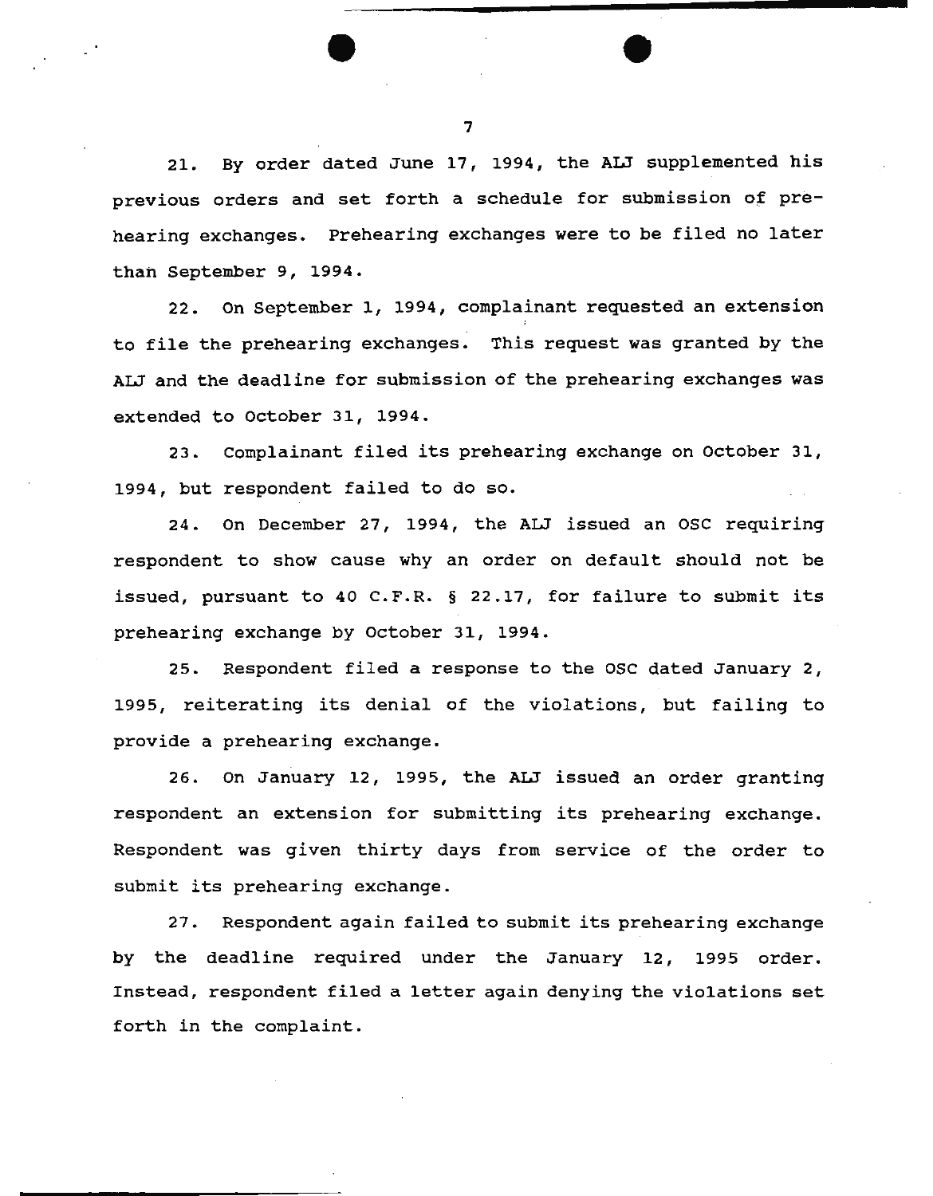21. By order dated June 17, 1994, the ALJ supplemented his previous orders and set forth a schedule for submission of prehearing exchanges. Prehearing exchanges were to be filed no later than September 9, 1994.

22. On September 1, 1994, complainant requested an extension to file the prehearing exchanges. This request was granted by the ALJ and the deadline for submission of the prehearing exchanges was extended to October 31, 1994.

23. Complainant filed its prehearing exchange on October 31, 1994, but respondent failed to do so.

24. On December 27, 1994, the ALJ issued an OSC requiring respondent to show cause why an order on default should not be issued, pursuant to 40 C.F.R. § 22.17, for failure to submit its prehearing exchange by October 31, 1994.

25. Respondent filed a response to the OSC dated January 2, 1995, reiterating its denial of the violations, but failing to provide a prehearing exchange.

26. On January 12, 1995, the ALJ issued an order granting respondent an extension for submitting its prehearing exchange. Respondent was given thirty days from service of the order to submit its prehearing exchange.

27. Respondent again failed to submit its prehearing exchange by the deadline required under the January 12, 1995 order. Instead, respondent filed a letter again denying the violations set forth in the complaint.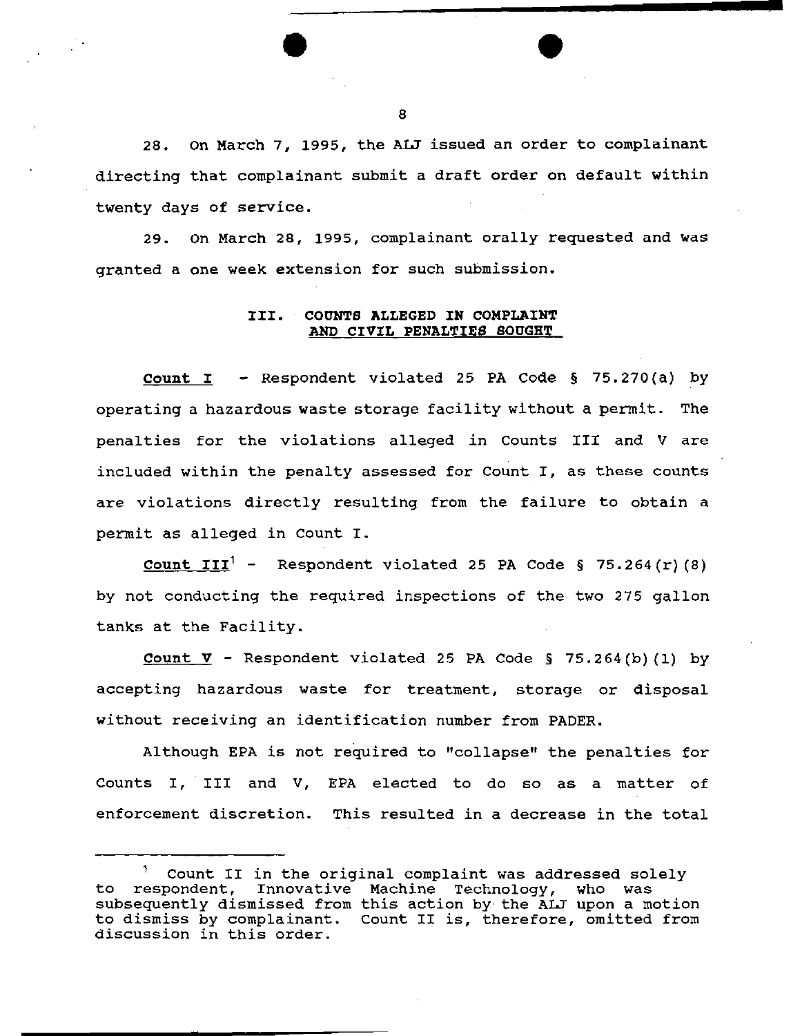28. On March 7, 1995, the ALJ issued an order to complainant directing that complainant submit a draft order on default within twenty days of service.

29. On March 28, 1995, complainant orally requested and was granted a one week extension for such submission.

### III. COUNTS ALLEGED IN COMPLAINT AND CIVIL PENALTIES SOUGHT

**Count I** - Respondent violated 25 PA Code § 75.270(a) by operating a hazardous waste storage facility without a permit. The penalties for the violations alleged in Counts III and V are included within the penalty assessed for Count I, as these counts are violations directly resulting from the failure to obtain a permit as alleged in Count I.

**Count III**[1] - Respondent violated 25 PA Code § 75.264(r)(8) by not conducting the required inspections of the two 275 gallon tanks at the Facility.

**Count V** - Respondent violated 25 PA Code § 75.264(b)(1) by accepting hazardous waste for treatment, storage or disposal without receiving an identification number from PADER.

Although EPA is not required to "collapse" the penalties for Counts I, III and V, EPA elected to do so as a matter of enforcement discretion. This resulted in a decrease in the total

---

[1] Count II in the original complaint was addressed solely to respondent, Innovative Machine Technology, who was subsequently dismissed from this action by the ALJ upon a motion to dismiss by complainant. Count II is, therefore, omitted from discussion in this order.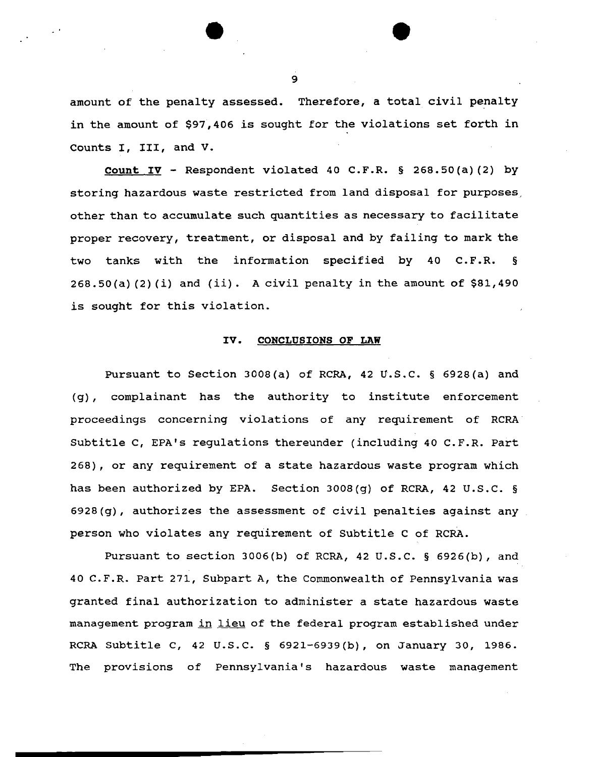amount of the penalty assessed. Therefore, a total civil penalty in the amount of $97,406 is sought for the violations set forth in Counts I, III, and V.

**Count IV** - Respondent violated 40 C.F.R. § 268.50(a)(2) by storing hazardous waste restricted from land disposal for purposes, other than to accumulate such quantities as necessary to facilitate proper recovery, treatment, or disposal and by failing to mark the two tanks with the information specified by 40 C.F.R. § 268.50(a)(2)(i) and (ii). A civil penalty in the amount of $81,490 is sought for this violation.

## IV. CONCLUSIONS OF LAW

Pursuant to Section 3008(a) of RCRA, 42 U.S.C. § 6928(a) and (g), complainant has the authority to institute enforcement proceedings concerning violations of any requirement of RCRA Subtitle C, EPA's regulations thereunder (including 40 C.F.R. Part 268), or any requirement of a state hazardous waste program which has been authorized by EPA. Section 3008(g) of RCRA, 42 U.S.C. § 6928(g), authorizes the assessment of civil penalties against any person who violates any requirement of Subtitle C of RCRA.

Pursuant to section 3006(b) of RCRA, 42 U.S.C. § 6926(b), and 40 C.F.R. Part 271, Subpart A, the Commonwealth of Pennsylvania was granted final authorization to administer a state hazardous waste management program in lieu of the federal program established under RCRA Subtitle C, 42 U.S.C. § 6921-6939(b), on January 30, 1986. The provisions of Pennsylvania's hazardous waste management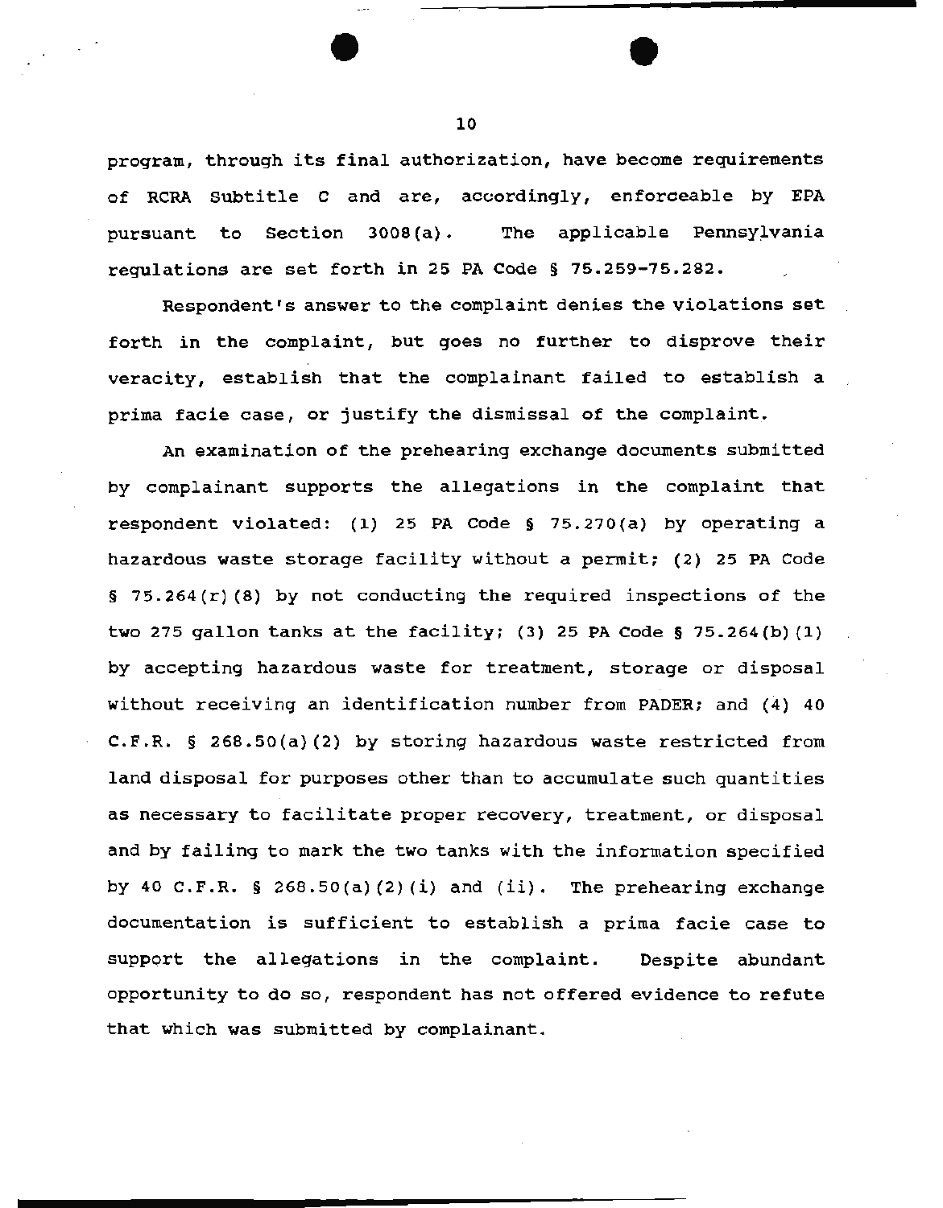program, through its final authorization, have become requirements of RCRA Subtitle C and are, accordingly, enforceable by EPA pursuant to Section 3008(a). The applicable Pennsylvania regulations are set forth in 25 PA Code § 75.259-75.282.

Respondent's answer to the complaint denies the violations set forth in the complaint, but goes no further to disprove their veracity, establish that the complainant failed to establish a prima facie case, or justify the dismissal of the complaint.

An examination of the prehearing exchange documents submitted by complainant supports the allegations in the complaint that respondent violated: (1) 25 PA Code § 75.270(a) by operating a hazardous waste storage facility without a permit; (2) 25 PA Code § 75.264(r)(8) by not conducting the required inspections of the two 275 gallon tanks at the facility; (3) 25 PA Code § 75.264(b)(1) by accepting hazardous waste for treatment, storage or disposal without receiving an identification number from PADER; and (4) 40 C.F.R. § 268.50(a)(2) by storing hazardous waste restricted from land disposal for purposes other than to accumulate such quantities as necessary to facilitate proper recovery, treatment, or disposal and by failing to mark the two tanks with the information specified by 40 C.F.R. § 268.50(a)(2)(i) and (ii). The prehearing exchange documentation is sufficient to establish a prima facie case to support the allegations in the complaint. Despite abundant opportunity to do so, respondent has not offered evidence to refute that which was submitted by complainant.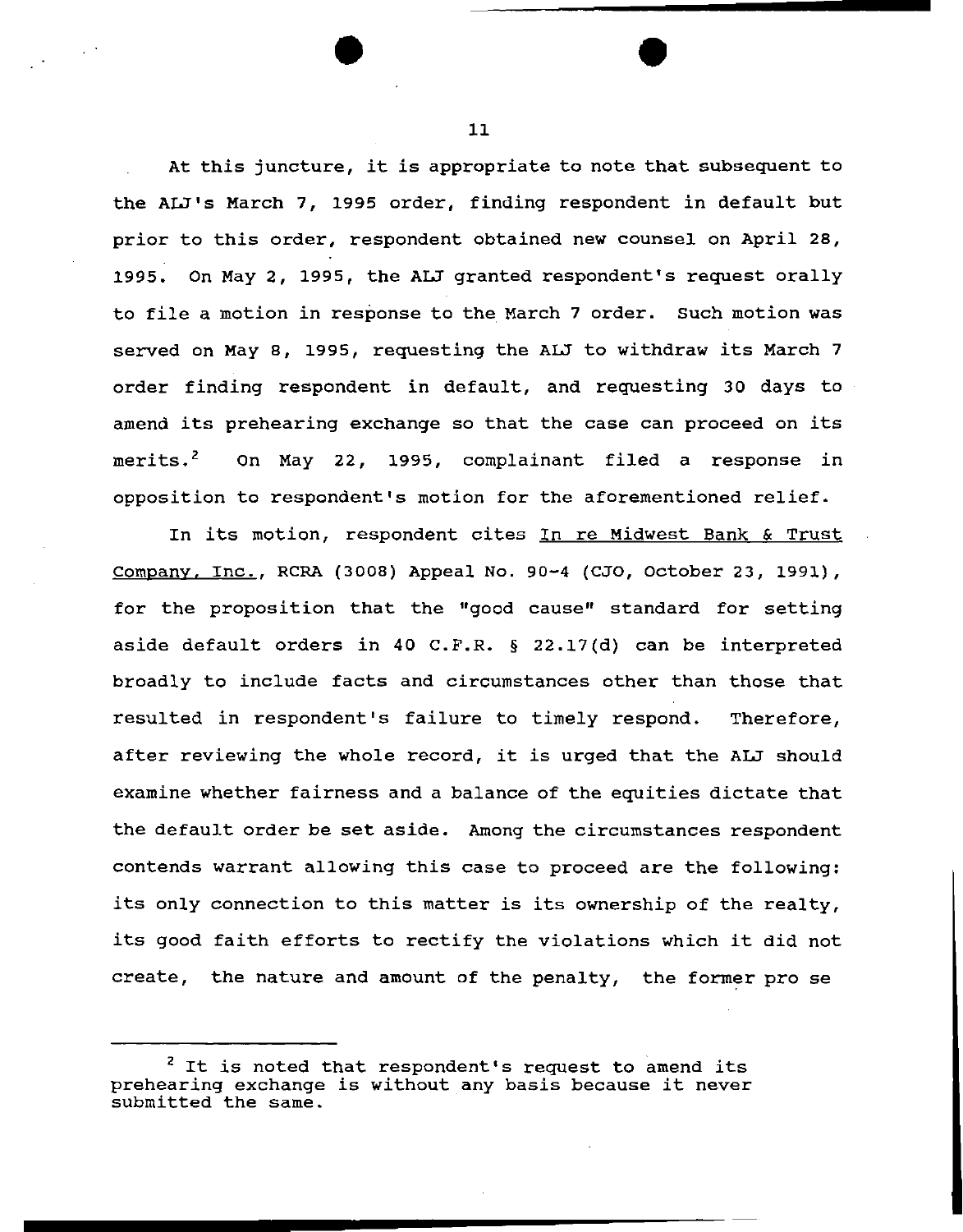At this juncture, it is appropriate to note that subsequent to the ALJ's March 7, 1995 order, finding respondent in default but prior to this order, respondent obtained new counsel on April 28, 1995. On May 2, 1995, the ALJ granted respondent's request orally to file a motion in response to the March 7 order. Such motion was served on May 8, 1995, requesting the ALJ to withdraw its March 7 order finding respondent in default, and requesting 30 days to amend its prehearing exchange so that the case can proceed on its merits.[2] On May 22, 1995, complainant filed a response in opposition to respondent's motion for the aforementioned relief.

In its motion, respondent cites In re Midwest Bank & Trust Company, Inc., RCRA (3008) Appeal No. 90-4 (CJO, October 23, 1991), for the proposition that the "good cause" standard for setting aside default orders in 40 C.F.R. § 22.17(d) can be interpreted broadly to include facts and circumstances other than those that resulted in respondent's failure to timely respond. Therefore, after reviewing the whole record, it is urged that the ALJ should examine whether fairness and a balance of the equities dictate that the default order be set aside. Among the circumstances respondent contends warrant allowing this case to proceed are the following: its only connection to this matter is its ownership of the realty, its good faith efforts to rectify the violations which it did not create, the nature and amount of the penalty, the former pro se

[2] It is noted that respondent's request to amend its prehearing exchange is without any basis because it never submitted the same.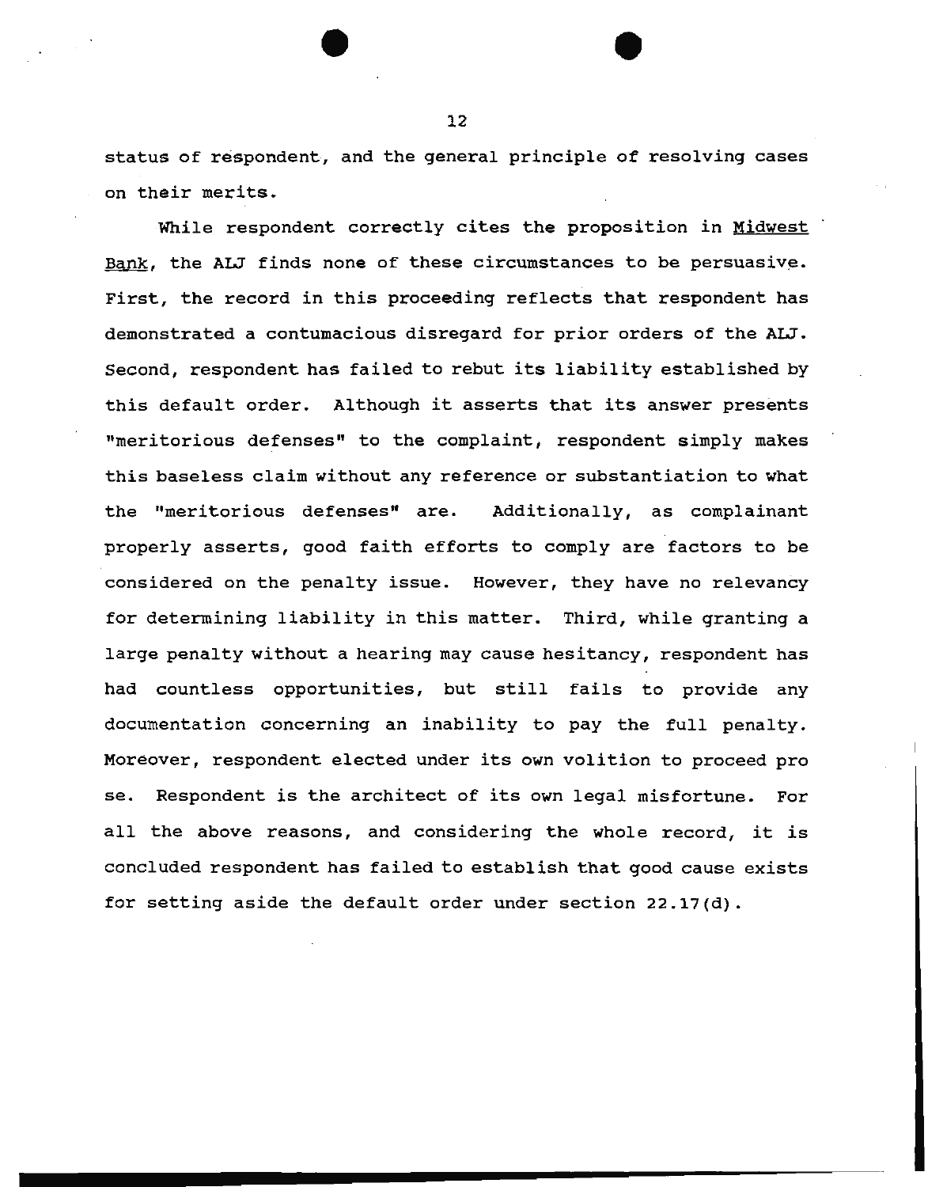status of respondent, and the general principle of resolving cases on their merits.

While respondent correctly cites the proposition in Midwest Bank, the ALJ finds none of these circumstances to be persuasive. First, the record in this proceeding reflects that respondent has demonstrated a contumacious disregard for prior orders of the ALJ. Second, respondent has failed to rebut its liability established by this default order. Although it asserts that its answer presents "meritorious defenses" to the complaint, respondent simply makes this baseless claim without any reference or substantiation to what the "meritorious defenses" are. Additionally, as complainant properly asserts, good faith efforts to comply are factors to be considered on the penalty issue. However, they have no relevancy for determining liability in this matter. Third, while granting a large penalty without a hearing may cause hesitancy, respondent has had countless opportunities, but still fails to provide any documentation concerning an inability to pay the full penalty. Moreover, respondent elected under its own volition to proceed pro se. Respondent is the architect of its own legal misfortune. For all the above reasons, and considering the whole record, it is concluded respondent has failed to establish that good cause exists for setting aside the default order under section 22.17(d).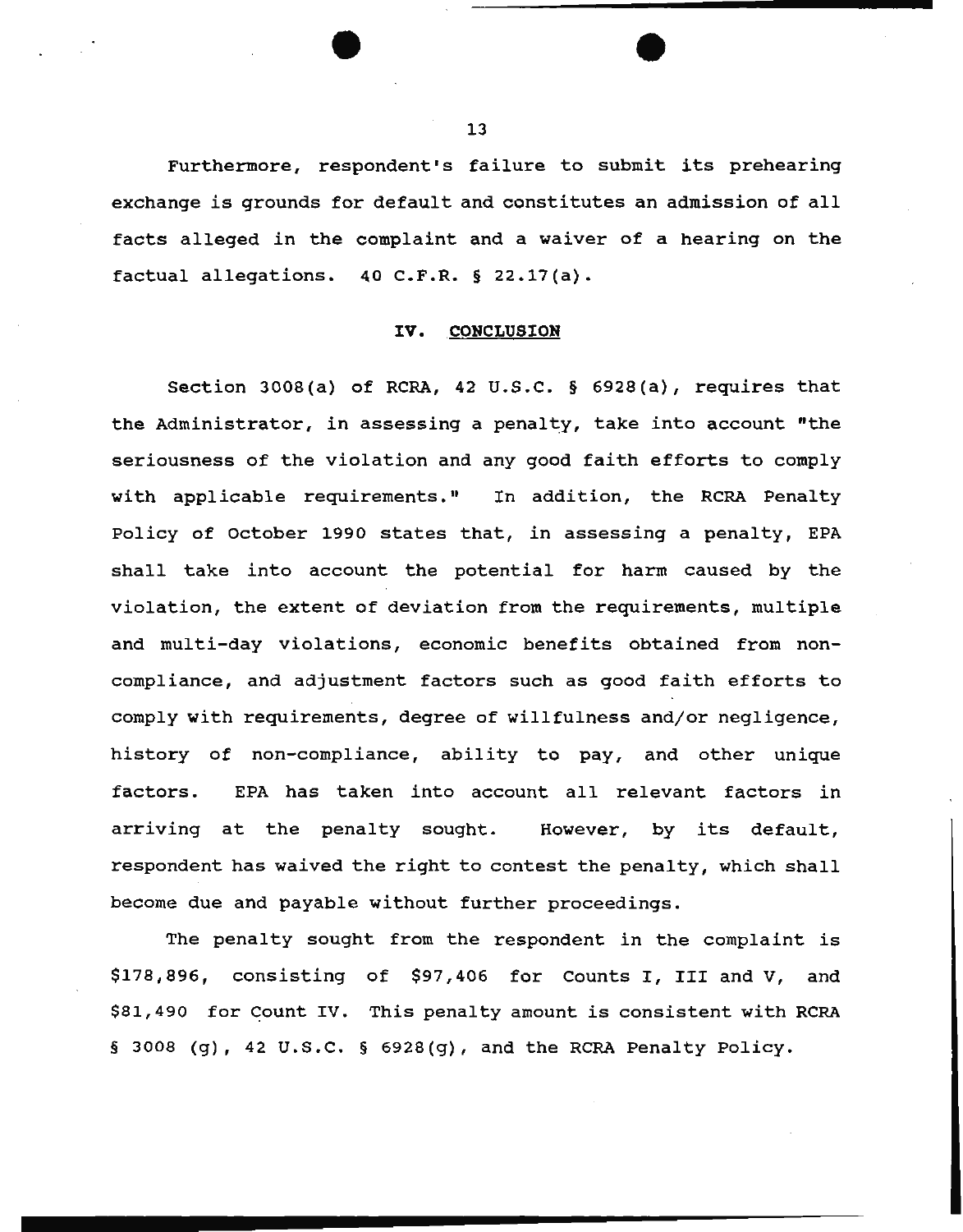Furthermore, respondent's failure to submit its prehearing exchange is grounds for default and constitutes an admission of all facts alleged in the complaint and a waiver of a hearing on the factual allegations. 40 C.F.R. § 22.17(a).

## IV. CONCLUSION

Section 3008(a) of RCRA, 42 U.S.C. § 6928(a), requires that the Administrator, in assessing a penalty, take into account "the seriousness of the violation and any good faith efforts to comply with applicable requirements." In addition, the RCRA Penalty Policy of October 1990 states that, in assessing a penalty, EPA shall take into account the potential for harm caused by the violation, the extent of deviation from the requirements, multiple and multi-day violations, economic benefits obtained from non-compliance, and adjustment factors such as good faith efforts to comply with requirements, degree of willfulness and/or negligence, history of non-compliance, ability to pay, and other unique factors. EPA has taken into account all relevant factors in arriving at the penalty sought. However, by its default, respondent has waived the right to contest the penalty, which shall become due and payable without further proceedings.

The penalty sought from the respondent in the complaint is $178,896, consisting of $97,406 for Counts I, III and V, and $81,490 for Count IV. This penalty amount is consistent with RCRA § 3008 (g), 42 U.S.C. § 6928(g), and the RCRA Penalty Policy.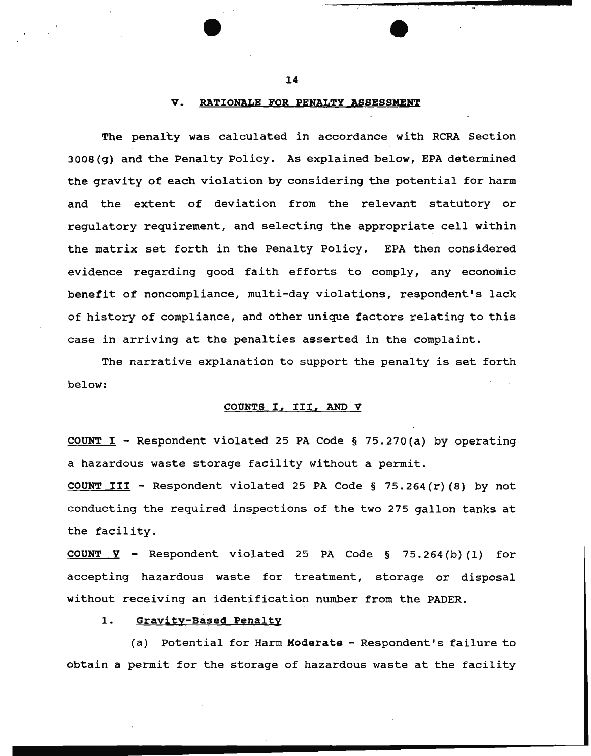## V. RATIONALE FOR PENALTY ASSESSMENT

The penalty was calculated in accordance with RCRA Section 3008(g) and the Penalty Policy. As explained below, EPA determined the gravity of each violation by considering the potential for harm and the extent of deviation from the relevant statutory or regulatory requirement, and selecting the appropriate cell within the matrix set forth in the Penalty Policy. EPA then considered evidence regarding good faith efforts to comply, any economic benefit of noncompliance, multi-day violations, respondent's lack of history of compliance, and other unique factors relating to this case in arriving at the penalties asserted in the complaint.

The narrative explanation to support the penalty is set forth below:

### COUNTS I, III, AND V

**COUNT I** - Respondent violated 25 PA Code § 75.270(a) by operating a hazardous waste storage facility without a permit.

**COUNT III** - Respondent violated 25 PA Code § 75.264(r)(8) by not conducting the required inspections of the two 275 gallon tanks at the facility.

**COUNT V** - Respondent violated 25 PA Code § 75.264(b)(1) for accepting hazardous waste for treatment, storage or disposal without receiving an identification number from the PADER.

1. **Gravity-Based Penalty**

(a) Potential for Harm **Moderate** - Respondent's failure to obtain a permit for the storage of hazardous waste at the facility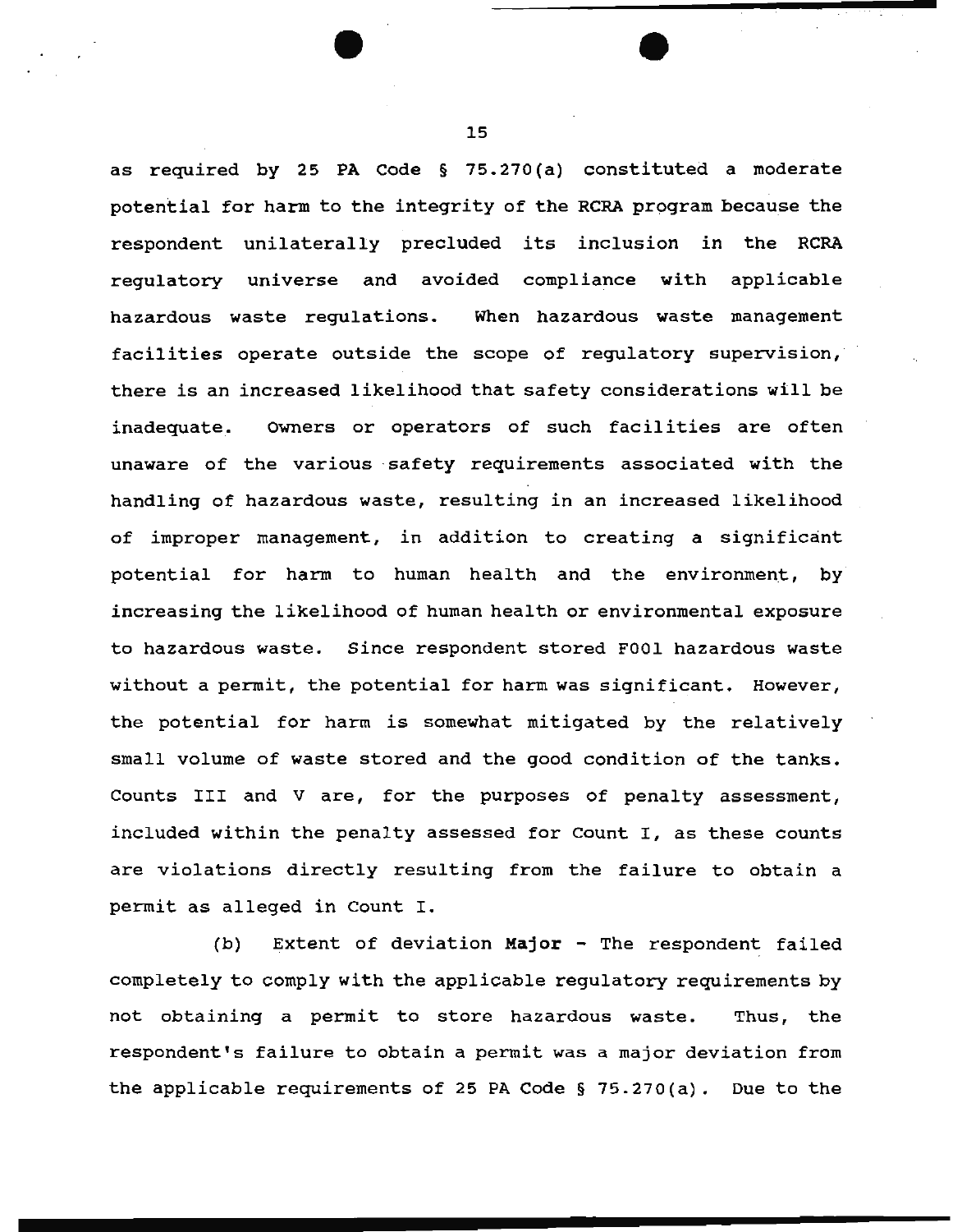as required by 25 PA Code § 75.270(a) constituted a moderate potential for harm to the integrity of the RCRA program because the respondent unilaterally precluded its inclusion in the RCRA regulatory universe and avoided compliance with applicable hazardous waste regulations. When hazardous waste management facilities operate outside the scope of regulatory supervision, there is an increased likelihood that safety considerations will be inadequate. Owners or operators of such facilities are often unaware of the various safety requirements associated with the handling of hazardous waste, resulting in an increased likelihood of improper management, in addition to creating a significant potential for harm to human health and the environment, by increasing the likelihood of human health or environmental exposure to hazardous waste. Since respondent stored F001 hazardous waste without a permit, the potential for harm was significant. However, the potential for harm is somewhat mitigated by the relatively small volume of waste stored and the good condition of the tanks. Counts III and V are, for the purposes of penalty assessment, included within the penalty assessed for Count I, as these counts are violations directly resulting from the failure to obtain a permit as alleged in Count I.

(b) Extent of deviation **Major** - The respondent failed completely to comply with the applicable regulatory requirements by not obtaining a permit to store hazardous waste. Thus, the respondent's failure to obtain a permit was a major deviation from the applicable requirements of 25 PA Code § 75.270(a). Due to the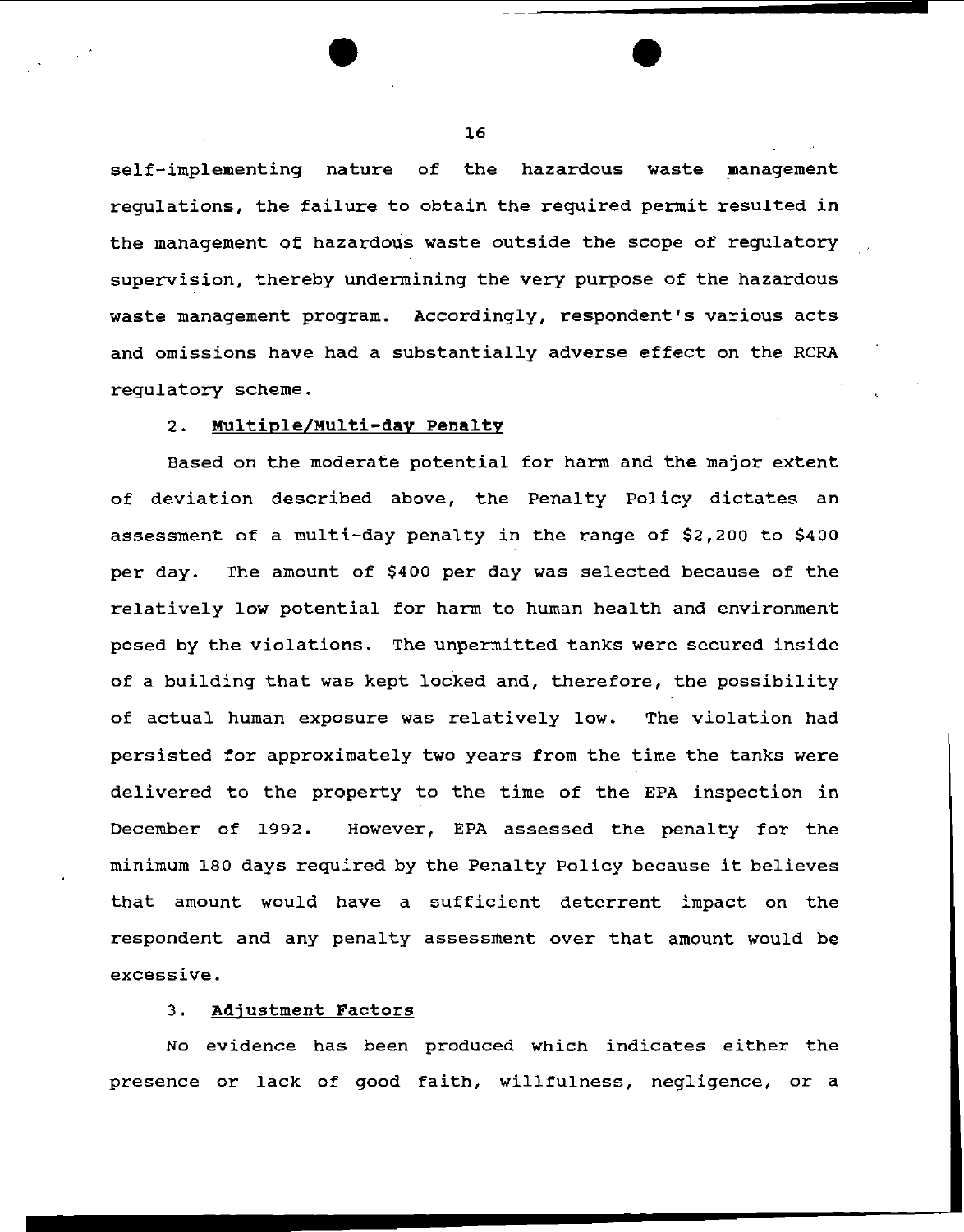self-implementing nature of the hazardous waste management regulations, the failure to obtain the required permit resulted in the management of hazardous waste outside the scope of regulatory supervision, thereby undermining the very purpose of the hazardous waste management program. Accordingly, respondent's various acts and omissions have had a substantially adverse effect on the RCRA regulatory scheme.

### 2. **Multiple/Multi-day Penalty**

Based on the moderate potential for harm and the major extent of deviation described above, the Penalty Policy dictates an assessment of a multi-day penalty in the range of $2,200 to $400 per day. The amount of $400 per day was selected because of the relatively low potential for harm to human health and environment posed by the violations. The unpermitted tanks were secured inside of a building that was kept locked and, therefore, the possibility of actual human exposure was relatively low. The violation had persisted for approximately two years from the time the tanks were delivered to the property to the time of the EPA inspection in December of 1992. However, EPA assessed the penalty for the minimum 180 days required by the Penalty Policy because it believes that amount would have a sufficient deterrent impact on the respondent and any penalty assessment over that amount would be excessive.

### 3. **Adjustment Factors**

No evidence has been produced which indicates either the presence or lack of good faith, willfulness, negligence, or a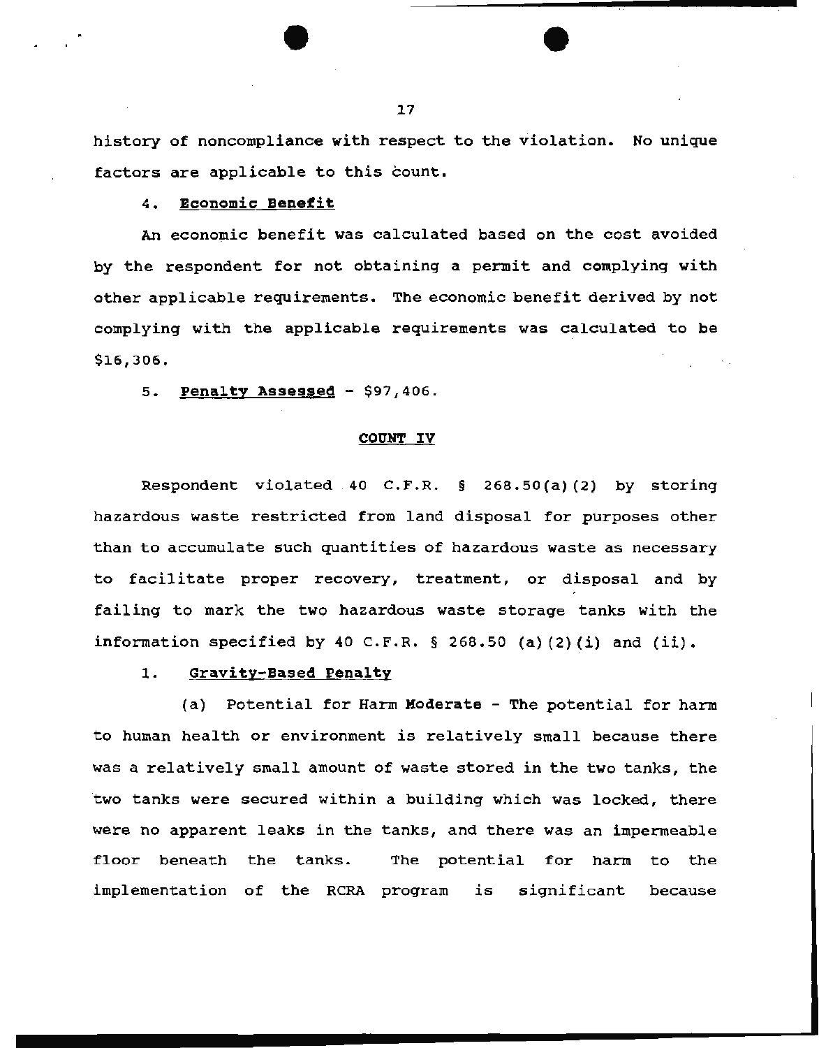history of noncompliance with respect to the violation. No unique factors are applicable to this count.

4. **Economic Benefit**

An economic benefit was calculated based on the cost avoided by the respondent for not obtaining a permit and complying with other applicable requirements. The economic benefit derived by not complying with the applicable requirements was calculated to be $16,306.

5. **Penalty Assessed** - $97,406.

## COUNT IV

Respondent violated 40 C.F.R. § 268.50(a)(2) by storing hazardous waste restricted from land disposal for purposes other than to accumulate such quantities of hazardous waste as necessary to facilitate proper recovery, treatment, or disposal and by failing to mark the two hazardous waste storage tanks with the information specified by 40 C.F.R. § 268.50 (a)(2)(i) and (ii).

1. **Gravity-Based Penalty**

(a) Potential for Harm **Moderate** - The potential for harm to human health or environment is relatively small because there was a relatively small amount of waste stored in the two tanks, the two tanks were secured within a building which was locked, there were no apparent leaks in the tanks, and there was an impermeable floor beneath the tanks. The potential for harm to the implementation of the RCRA program is significant because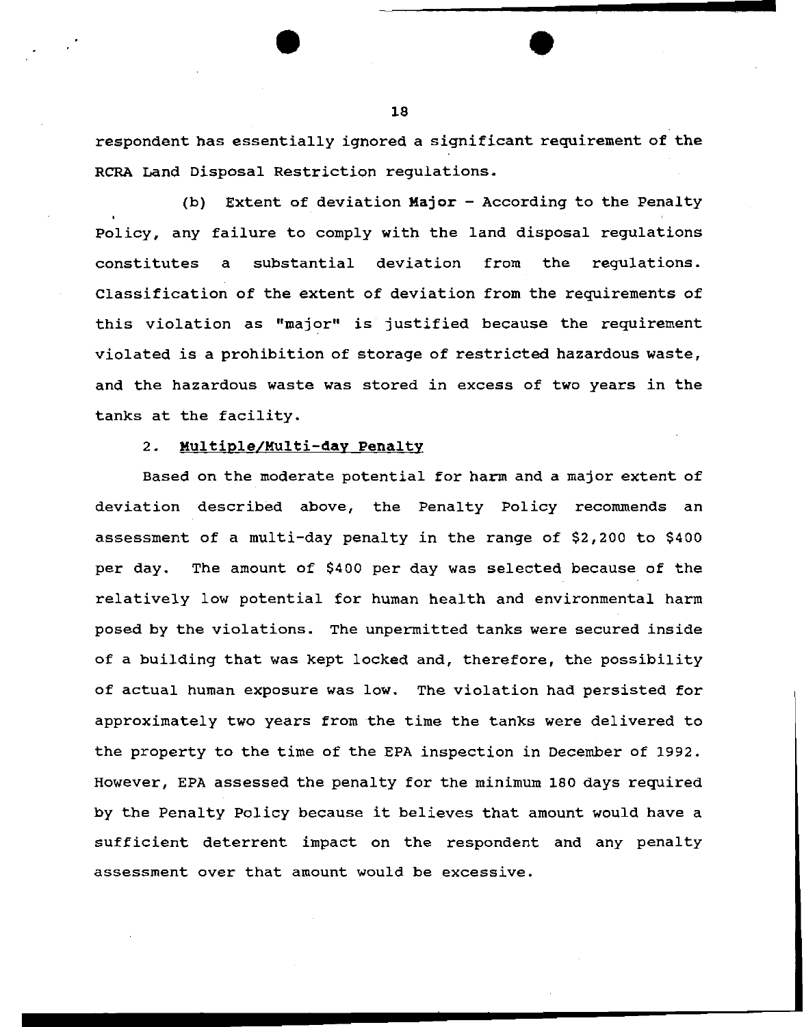respondent has essentially ignored a significant requirement of the RCRA Land Disposal Restriction regulations.

(b) Extent of deviation **Major** - According to the Penalty Policy, any failure to comply with the land disposal regulations constitutes a substantial deviation from the regulations. Classification of the extent of deviation from the requirements of this violation as "major" is justified because the requirement violated is a prohibition of storage of restricted hazardous waste, and the hazardous waste was stored in excess of two years in the tanks at the facility.

2. **Multiple/Multi-day Penalty**

Based on the moderate potential for harm and a major extent of deviation described above, the Penalty Policy recommends an assessment of a multi-day penalty in the range of $2,200 to $400 per day. The amount of $400 per day was selected because of the relatively low potential for human health and environmental harm posed by the violations. The unpermitted tanks were secured inside of a building that was kept locked and, therefore, the possibility of actual human exposure was low. The violation had persisted for approximately two years from the time the tanks were delivered to the property to the time of the EPA inspection in December of 1992. However, EPA assessed the penalty for the minimum 180 days required by the Penalty Policy because it believes that amount would have a sufficient deterrent impact on the respondent and any penalty assessment over that amount would be excessive.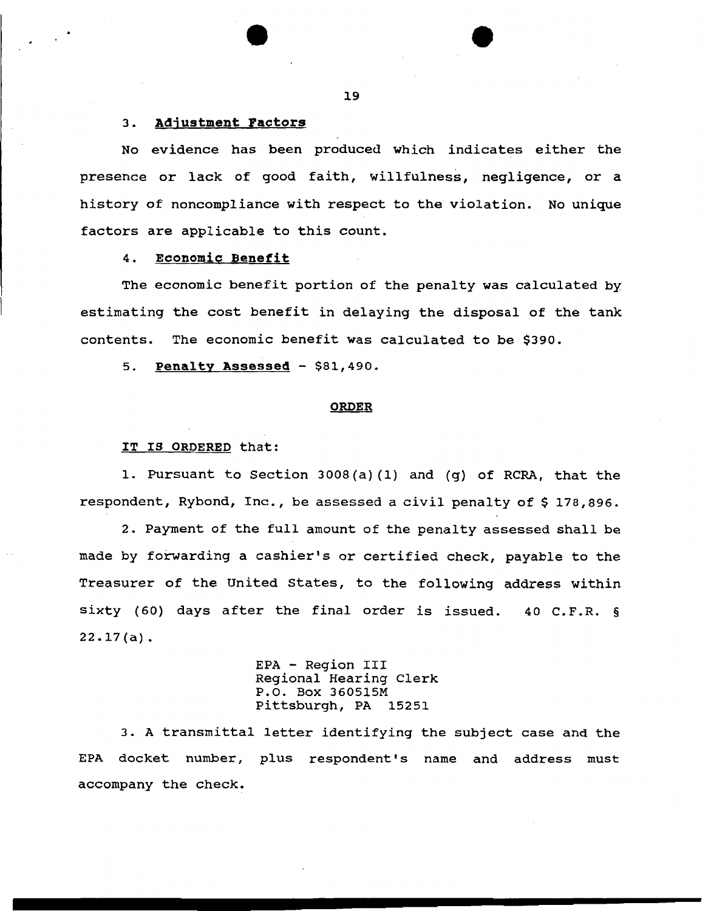3. **Adjustment Factors**

No evidence has been produced which indicates either the presence or lack of good faith, willfulness, negligence, or a history of noncompliance with respect to the violation. No unique factors are applicable to this count.

4. **Economic Benefit**

The economic benefit portion of the penalty was calculated by estimating the cost benefit in delaying the disposal of the tank contents. The economic benefit was calculated to be $390.

5. **Penalty Assessed** - $81,490.

## ORDER

IT IS ORDERED that:

1. Pursuant to Section 3008(a)(1) and (g) of RCRA, that the respondent, Rybond, Inc., be assessed a civil penalty of $ 178,896.

2. Payment of the full amount of the penalty assessed shall be made by forwarding a cashier's or certified check, payable to the Treasurer of the United States, to the following address within sixty (60) days after the final order is issued. 40 C.F.R. § 22.17(a).

> EPA - Region III
> Regional Hearing Clerk
> P.O. Box 360515M
> Pittsburgh, PA 15251

3. A transmittal letter identifying the subject case and the EPA docket number, plus respondent's name and address must accompany the check.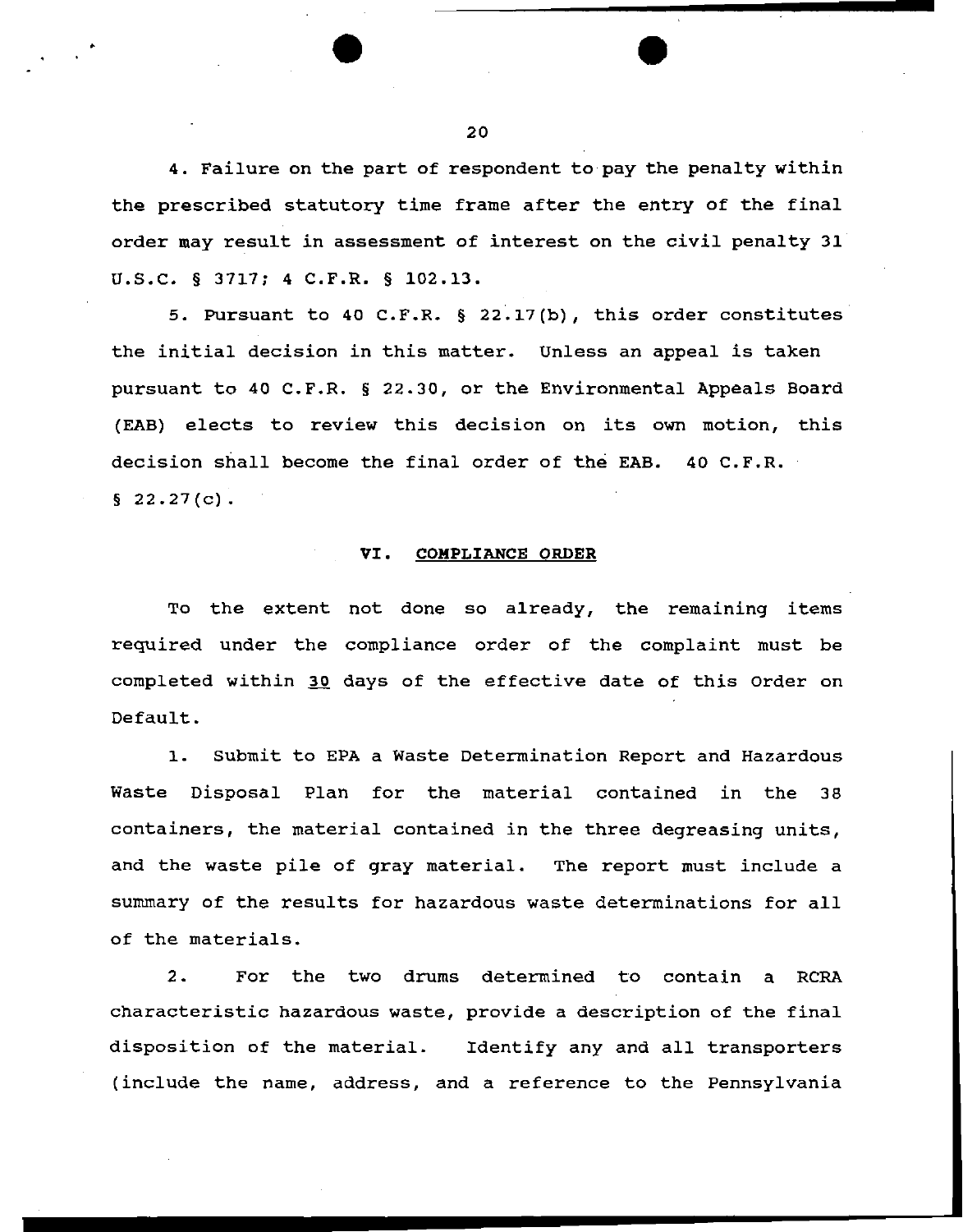4. Failure on the part of respondent to pay the penalty within the prescribed statutory time frame after the entry of the final order may result in assessment of interest on the civil penalty 31 U.S.C. § 3717; 4 C.F.R. § 102.13.

5. Pursuant to 40 C.F.R. § 22.17(b), this order constitutes the initial decision in this matter. Unless an appeal is taken pursuant to 40 C.F.R. § 22.30, or the Environmental Appeals Board (EAB) elects to review this decision on its own motion, this decision shall become the final order of the EAB. 40 C.F.R. § 22.27(c).

## VI. COMPLIANCE ORDER

To the extent not done so already, the remaining items required under the compliance order of the complaint must be completed within 30 days of the effective date of this Order on Default.

1. Submit to EPA a Waste Determination Report and Hazardous Waste Disposal Plan for the material contained in the 38 containers, the material contained in the three degreasing units, and the waste pile of gray material. The report must include a summary of the results for hazardous waste determinations for all of the materials.

2. For the two drums determined to contain a RCRA characteristic hazardous waste, provide a description of the final disposition of the material. Identify any and all transporters (include the name, address, and a reference to the Pennsylvania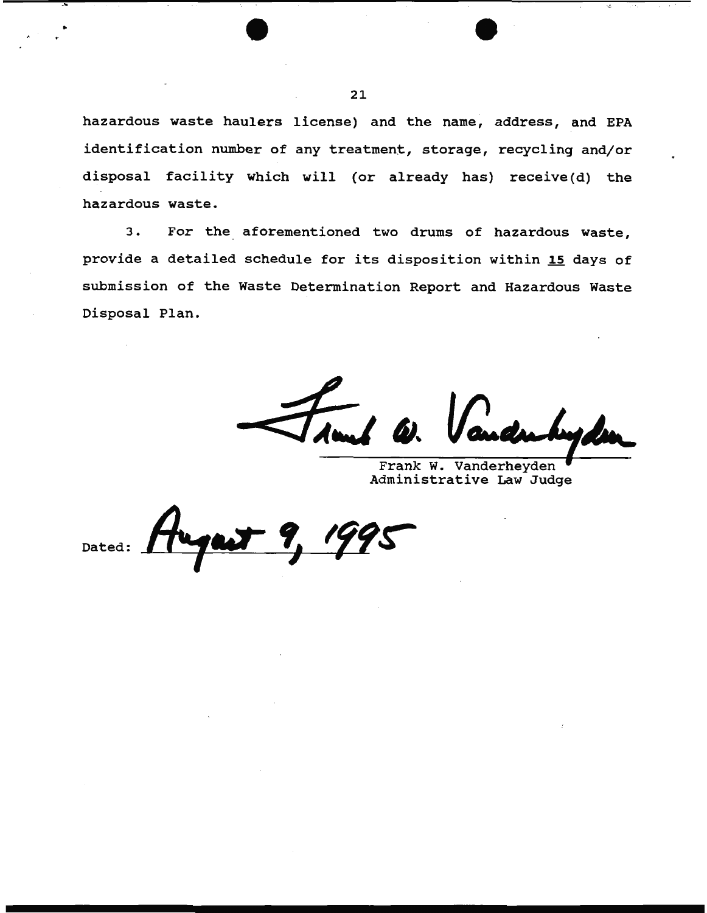hazardous waste haulers license) and the name, address, and EPA identification number of any treatment, storage, recycling and/or disposal facility which will (or already has) receive(d) the hazardous waste.

3. For the aforementioned two drums of hazardous waste, provide a detailed schedule for its disposition within **15** days of submission of the Waste Determination Report and Hazardous Waste Disposal Plan.

Frank W. Vanderheyden
Administrative Law Judge

Dated: August 9, 1995